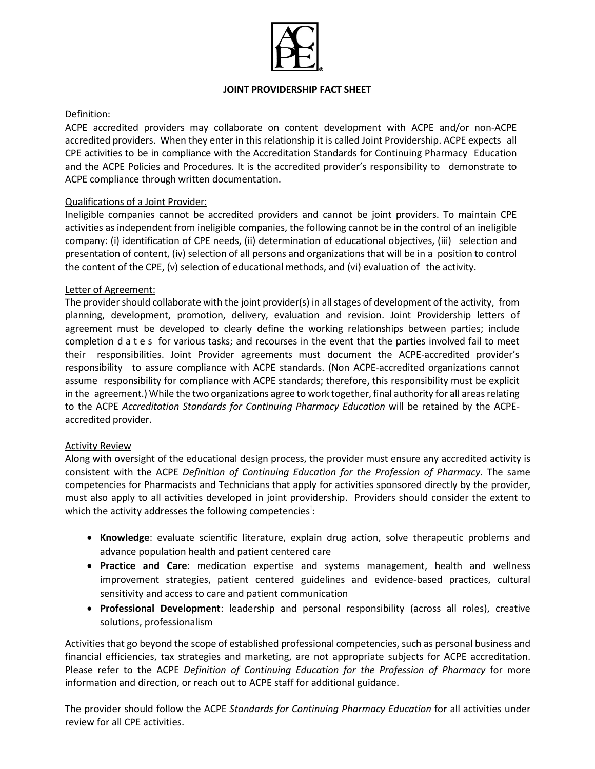# JOINT PROVIDERSHIP FACT SHEET

Definition:

ACPE accredited providers may collaborate on content development with ACPE and/or non-ACPE accredited providers. When they enter in this relationship it is called Joint Providership. ACPE expects all CPE activities to be in compliance with the Accreditation Standards for Continuing Pharmacy Education and the ACPE Policies and Procedures. It is the accredited provider's responsibility to demonstrate to ACPE compliance through written documentation.

Qualifications of a Joint Provider:

Ineligible companies cannot be accredited providers and cannot be joint providers. To maintain CPE activities as independent from ineligible companies, the following cannot be in the control of an ineligible company: (i) identification of CPE needs, (ii) determination of educational objectives, (iii) selection and presentation of content, (iv) selection of all persons and organizations that will be in a position to control the content of the CPE, (v) selection of educational methods, and (vi) evaluation of the activity.

Letter of Agreement:

The provider should collaborate with the joint provider(s) in all stages of development of the activity, from planning, development, promotion, delivery, evaluation and revision. Joint Providership letters of agreement must be developed to clearly define the working relationships between parties; include completion dates for various tasks; and recourses in the event that the parties involved fail to meet their responsibilities. Joint Provider agreements must document the ACPE-accredited provider's responsibility to assure compliance with ACPE standards. (Non ACPE-accredited organizations cannot assume responsibility for compliance with ACPE standards; therefore, this responsibility must be explicit in the agreement.) While the two organizations agree to work together, final authority for all areas relating to the ACPE *Accreditation Standards for Continuing Pharmacy Education* will be retained by the ACPE-accredited provider.

Activity Review

Along with oversight of the educational design process, the provider must ensure any accredited activity is consistent with the ACPE *Definition of Continuing Education for the Profession of Pharmacy*. The same competencies for Pharmacists and Technicians that apply for activities sponsored directly by the provider, must also apply to all activities developed in joint providership. Providers should consider the extent to which the activity addresses the following competencies[i]:

- **Knowledge**: evaluate scientific literature, explain drug action, solve therapeutic problems and advance population health and patient centered care
- **Practice and Care**: medication expertise and systems management, health and wellness improvement strategies, patient centered guidelines and evidence-based practices, cultural sensitivity and access to care and patient communication
- **Professional Development**: leadership and personal responsibility (across all roles), creative solutions, professionalism

Activities that go beyond the scope of established professional competencies, such as personal business and financial efficiencies, tax strategies and marketing, are not appropriate subjects for ACPE accreditation. Please refer to the ACPE *Definition of Continuing Education for the Profession of Pharmacy* for more information and direction, or reach out to ACPE staff for additional guidance.

The provider should follow the ACPE *Standards for Continuing Pharmacy Education* for all activities under review for all CPE activities.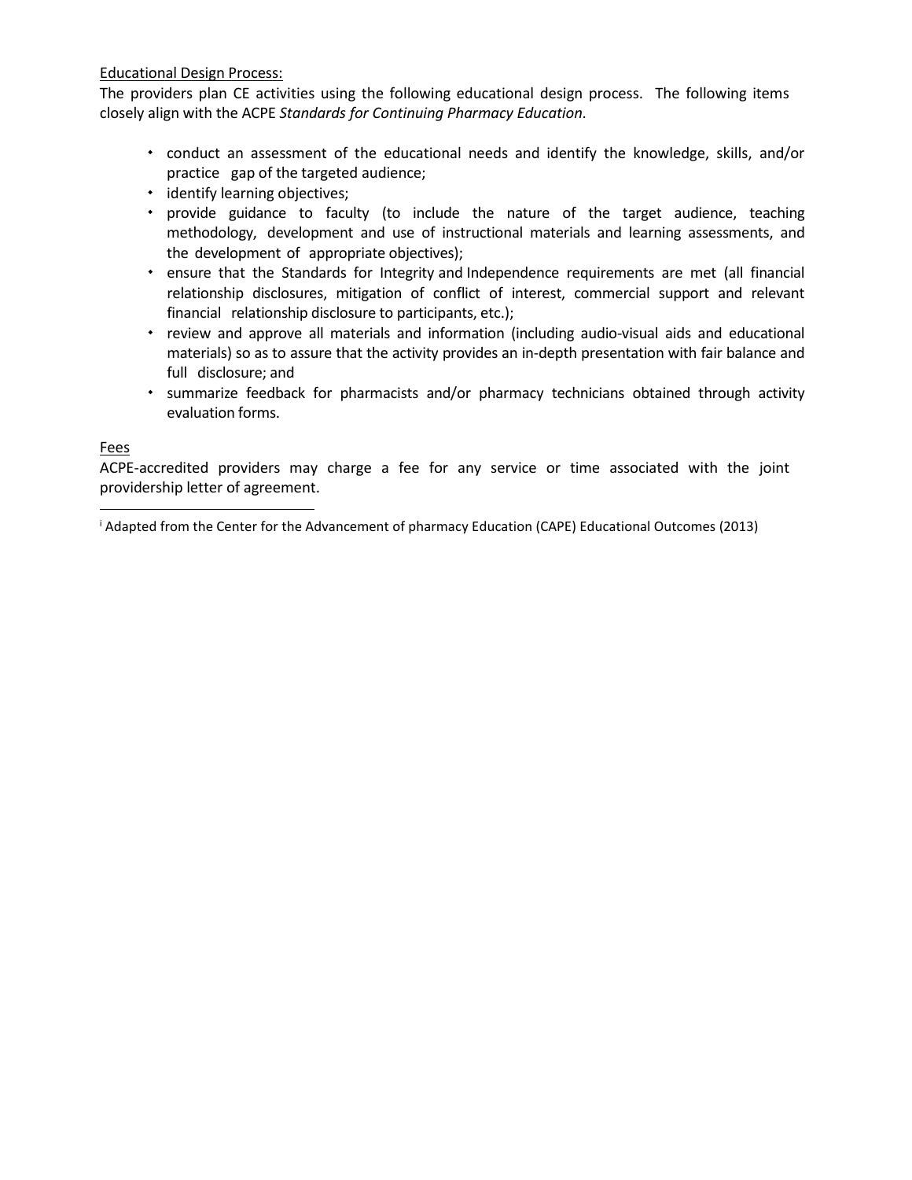Educational Design Process:

The providers plan CE activities using the following educational design process. The following items closely align with the ACPE *Standards for Continuing Pharmacy Education*.

- conduct an assessment of the educational needs and identify the knowledge, skills, and/or practice gap of the targeted audience;
- identify learning objectives;
- provide guidance to faculty (to include the nature of the target audience, teaching methodology, development and use of instructional materials and learning assessments, and the development of appropriate objectives);
- ensure that the Standards for Integrity and Independence requirements are met (all financial relationship disclosures, mitigation of conflict of interest, commercial support and relevant financial relationship disclosure to participants, etc.);
- review and approve all materials and information (including audio-visual aids and educational materials) so as to assure that the activity provides an in-depth presentation with fair balance and full disclosure; and
- summarize feedback for pharmacists and/or pharmacy technicians obtained through activity evaluation forms.

Fees

ACPE-accredited providers may charge a fee for any service or time associated with the joint providership letter of agreement.

---

[i] Adapted from the Center for the Advancement of pharmacy Education (CAPE) Educational Outcomes (2013)